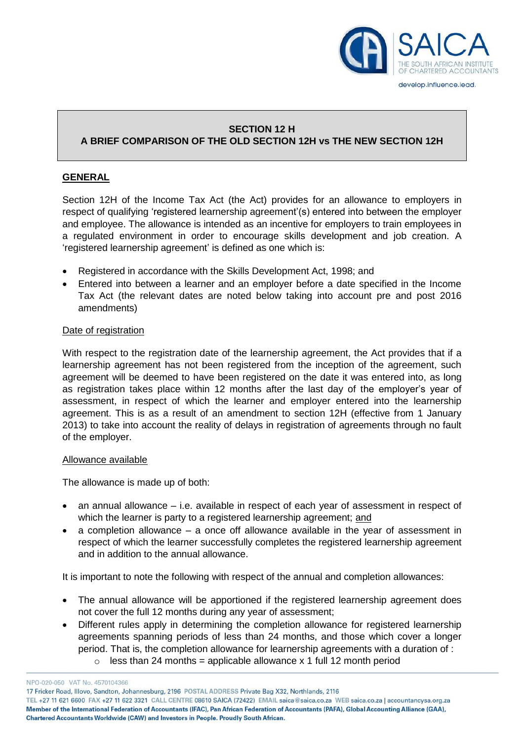# SECTION 12 H
## A BRIEF COMPARISON OF THE OLD SECTION 12H vs THE NEW SECTION 12H

### GENERAL

Section 12H of the Income Tax Act (the Act) provides for an allowance to employers in respect of qualifying 'registered learnership agreement'(s) entered into between the employer and employee. The allowance is intended as an incentive for employers to train employees in a regulated environment in order to encourage skills development and job creation. A 'registered learnership agreement' is defined as one which is:

- Registered in accordance with the Skills Development Act, 1998; and
- Entered into between a learner and an employer before a date specified in the Income Tax Act (the relevant dates are noted below taking into account pre and post 2016 amendments)

#### Date of registration

With respect to the registration date of the learnership agreement, the Act provides that if a learnership agreement has not been registered from the inception of the agreement, such agreement will be deemed to have been registered on the date it was entered into, as long as registration takes place within 12 months after the last day of the employer's year of assessment, in respect of which the learner and employer entered into the learnership agreement. This is as a result of an amendment to section 12H (effective from 1 January 2013) to take into account the reality of delays in registration of agreements through no fault of the employer.

#### Allowance available

The allowance is made up of both:

- an annual allowance – i.e. available in respect of each year of assessment in respect of which the learner is party to a registered learnership agreement; and
- a completion allowance – a once off allowance available in the year of assessment in respect of which the learner successfully completes the registered learnership agreement and in addition to the annual allowance.

It is important to note the following with respect of the annual and completion allowances:

- The annual allowance will be apportioned if the registered learnership agreement does not cover the full 12 months during any year of assessment;
- Different rules apply in determining the completion allowance for registered learnership agreements spanning periods of less than 24 months, and those which cover a longer period. That is, the completion allowance for learnership agreements with a duration of :
  - less than 24 months = applicable allowance x 1 full 12 month period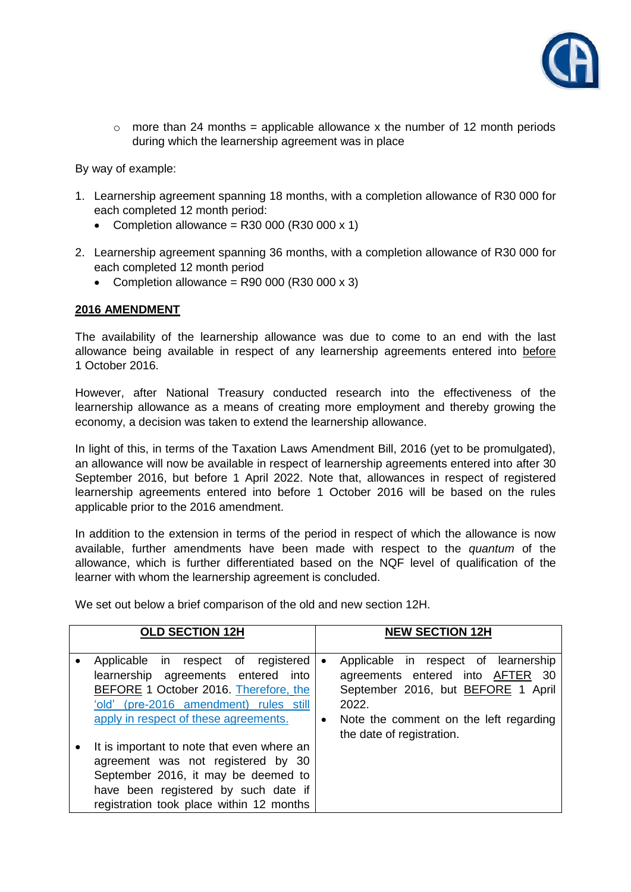- more than 24 months = applicable allowance x the number of 12 month periods during which the learnership agreement was in place

By way of example:

1. Learnership agreement spanning 18 months, with a completion allowance of R30 000 for each completed 12 month period:
   - Completion allowance = R30 000 (R30 000 x 1)
2. Learnership agreement spanning 36 months, with a completion allowance of R30 000 for each completed 12 month period
   - Completion allowance = R90 000 (R30 000 x 3)

**2016 AMENDMENT**

The availability of the learnership allowance was due to come to an end with the last allowance being available in respect of any learnership agreements entered into before 1 October 2016.

However, after National Treasury conducted research into the effectiveness of the learnership allowance as a means of creating more employment and thereby growing the economy, a decision was taken to extend the learnership allowance.

In light of this, in terms of the Taxation Laws Amendment Bill, 2016 (yet to be promulgated), an allowance will now be available in respect of learnership agreements entered into after 30 September 2016, but before 1 April 2022. Note that, allowances in respect of registered learnership agreements entered into before 1 October 2016 will be based on the rules applicable prior to the 2016 amendment.

In addition to the extension in terms of the period in respect of which the allowance is now available, further amendments have been made with respect to the *quantum* of the allowance, which is further differentiated based on the NQF level of qualification of the learner with whom the learnership agreement is concluded.

We set out below a brief comparison of the old and new section 12H.

| **OLD SECTION 12H** | **NEW SECTION 12H** |
|---|---|
| • Applicable in respect of registered learnership agreements entered into BEFORE 1 October 2016. Therefore, the 'old' (pre-2016 amendment) rules still apply in respect of these agreements.<br>• It is important to note that even where an agreement was not registered by 30 September 2016, it may be deemed to have been registered by such date if registration took place within 12 months | • Applicable in respect of learnership agreements entered into AFTER 30 September 2016, but BEFORE 1 April 2022.<br>• Note the comment on the left regarding the date of registration. |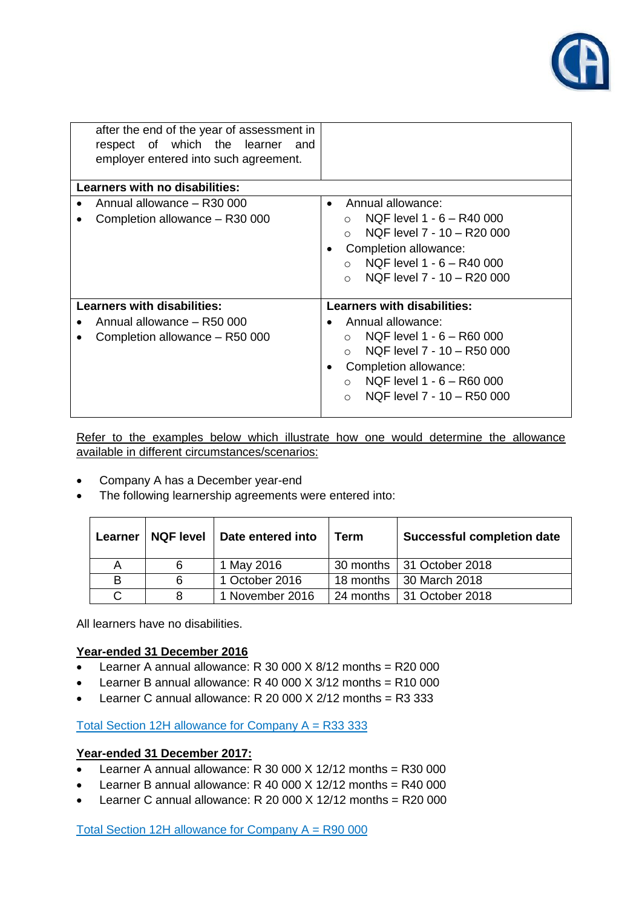| | |
|---|---|
| after the end of the year of assessment in respect of which the learner and employer entered into such agreement. | |
| **Learners with no disabilities:** | |
| • Annual allowance – R30 000<br>• Completion allowance – R30 000 | • Annual allowance:<br>  ○ NQF level 1 - 6 – R40 000<br>  ○ NQF level 7 - 10 – R20 000<br>• Completion allowance:<br>  ○ NQF level 1 - 6 – R40 000<br>  ○ NQF level 7 - 10 – R20 000 |
| **Learners with disabilities:**<br>• Annual allowance – R50 000<br>• Completion allowance – R50 000 | **Learners with disabilities:**<br>• Annual allowance:<br>  ○ NQF level 1 - 6 – R60 000<br>  ○ NQF level 7 - 10 – R50 000<br>• Completion allowance:<br>  ○ NQF level 1 - 6 – R60 000<br>  ○ NQF level 7 - 10 – R50 000 |

Refer to the examples below which illustrate how one would determine the allowance available in different circumstances/scenarios:

- Company A has a December year-end
- The following learnership agreements were entered into:

| Learner | NQF level | Date entered into | Term | Successful completion date |
|---|---|---|---|---|
| A | 6 | 1 May 2016 | 30 months | 31 October 2018 |
| B | 6 | 1 October 2016 | 18 months | 30 March 2018 |
| C | 8 | 1 November 2016 | 24 months | 31 October 2018 |

All learners have no disabilities.

**Year-ended 31 December 2016**

- Learner A annual allowance: R 30 000 X 8/12 months = R20 000
- Learner B annual allowance: R 40 000 X 3/12 months = R10 000
- Learner C annual allowance: R 20 000 X 2/12 months = R3 333

Total Section 12H allowance for Company A = R33 333

**Year-ended 31 December 2017:**

- Learner A annual allowance: R 30 000 X 12/12 months = R30 000
- Learner B annual allowance: R 40 000 X 12/12 months = R40 000
- Learner C annual allowance: R 20 000 X 12/12 months = R20 000

Total Section 12H allowance for Company A = R90 000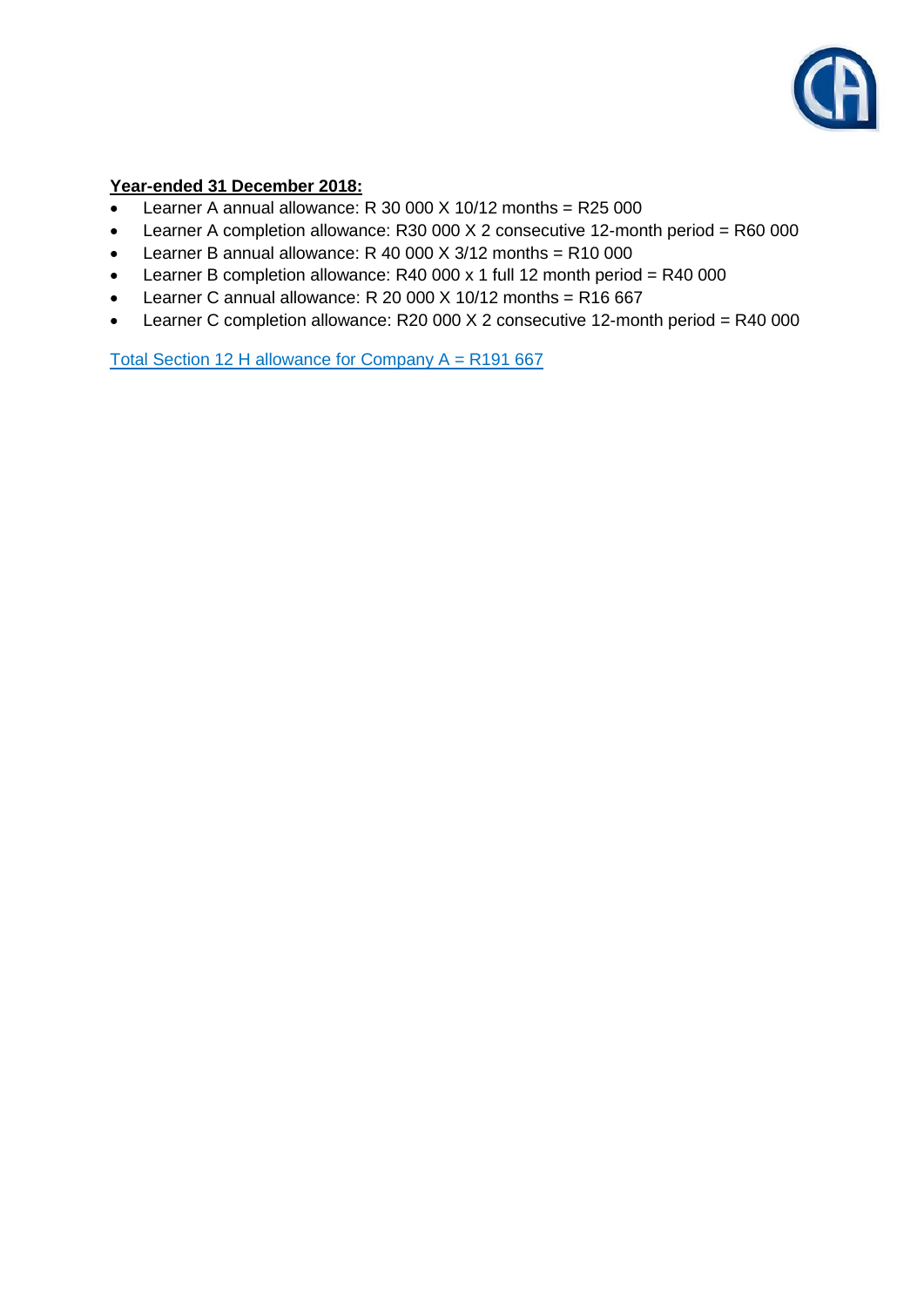**<u>Year-ended 31 December 2018:</u>**

- Learner A annual allowance: R 30 000 X 10/12 months = R25 000
- Learner A completion allowance: R30 000 X 2 consecutive 12-month period = R60 000
- Learner B annual allowance: R 40 000 X 3/12 months = R10 000
- Learner B completion allowance: R40 000 x 1 full 12 month period = R40 000
- Learner C annual allowance: R 20 000 X 10/12 months = R16 667
- Learner C completion allowance: R20 000 X 2 consecutive 12-month period = R40 000

<u>Total Section 12 H allowance for Company A = R191 667</u>